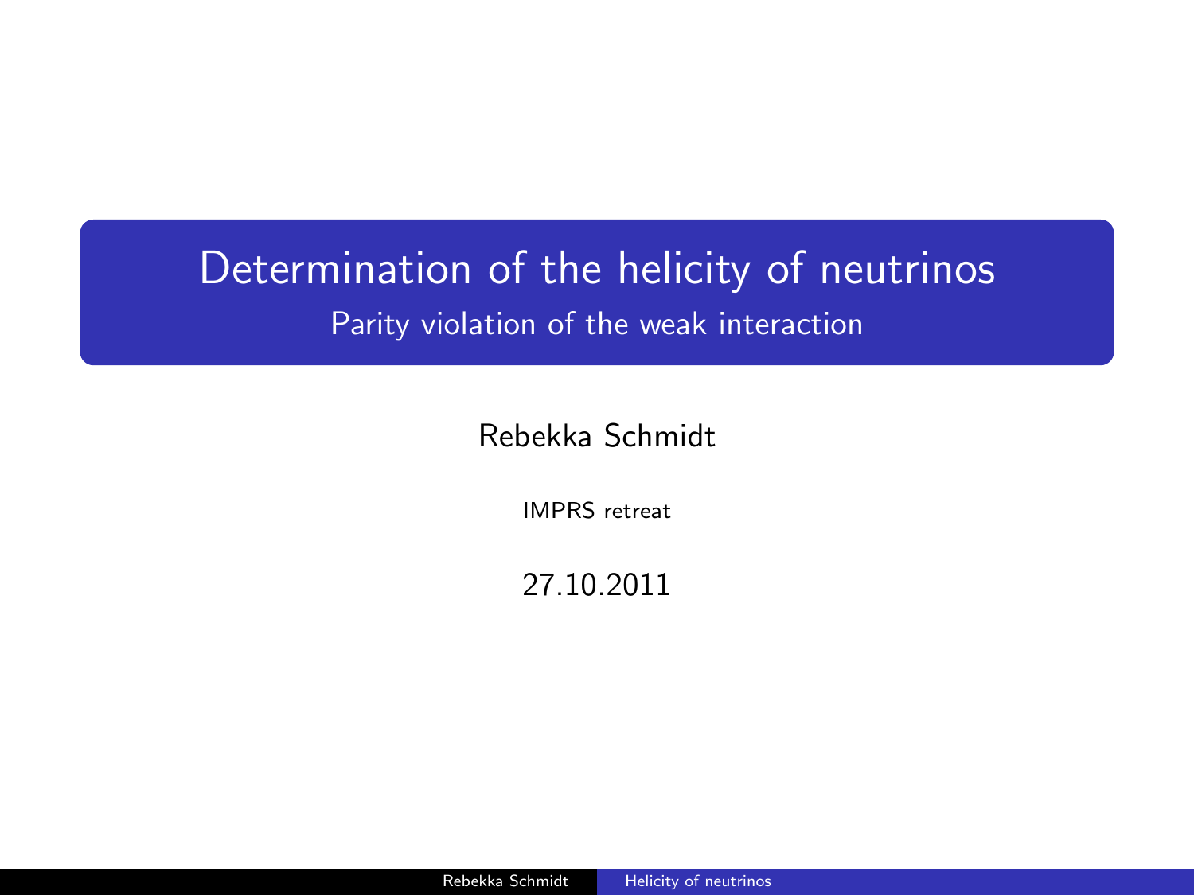# Determination of the helicity of neutrinos

## Parity violation of the weak interaction

Rebekka Schmidt

IMPRS retreat

27.10.2011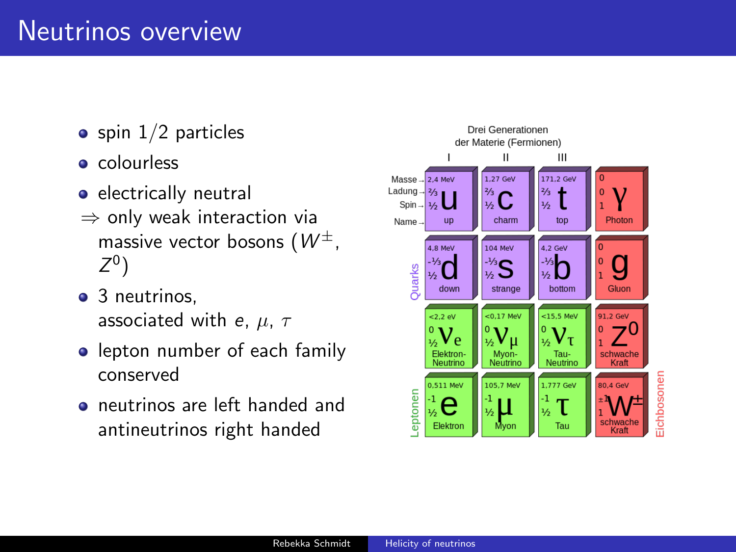# Neutrinos overview

- spin $1/2$ particles
- colourless
- electrically neutral

$\Rightarrow$ only weak interaction via massive vector bosons ($W^{\pm}$, $Z^{0}$)

- 3 neutrinos, associated with $e$, $\mu$, $\tau$
- lepton number of each family conserved
- neutrinos are left handed and antineutrinos right handed

Drei Generationen der Materie (Fermionen)

| | I | II | III | |
|---|---|---|---|---|
| Masse / Ladung / Spin / Name | 2,4 MeV, ⅔, ½, u, up | 1,27 GeV, ⅔, ½, c, charm | 171,2 GeV, ⅔, ½, t, top | 0, 0, 1, γ, Photon |
| Quarks | 4,8 MeV, -⅓, ½, d, down | 104 MeV, -⅓, ½, s, strange | 4,2 GeV, -⅓, ½, b, bottom | 0, 0, 1, g, Gluon |
| Leptonen | <2,2 eV, 0, ½, $\nu_e$, Elektron-Neutrino | <0,17 MeV, 0, ½, $\nu_\mu$, Myon-Neutrino | <15,5 MeV, 0, ½, $\nu_\tau$, Tau-Neutrino | 91,2 GeV, 0, 1, $Z^0$, schwache Kraft |
| Leptonen | 0,511 MeV, -1, ½, e, Elektron | 105,7 MeV, -1, ½, μ, Myon | 1,777 GeV, -1, ½, τ, Tau | 80,4 GeV, ±1, 1, $W^{\pm}$, schwache Kraft |

Eichbosonen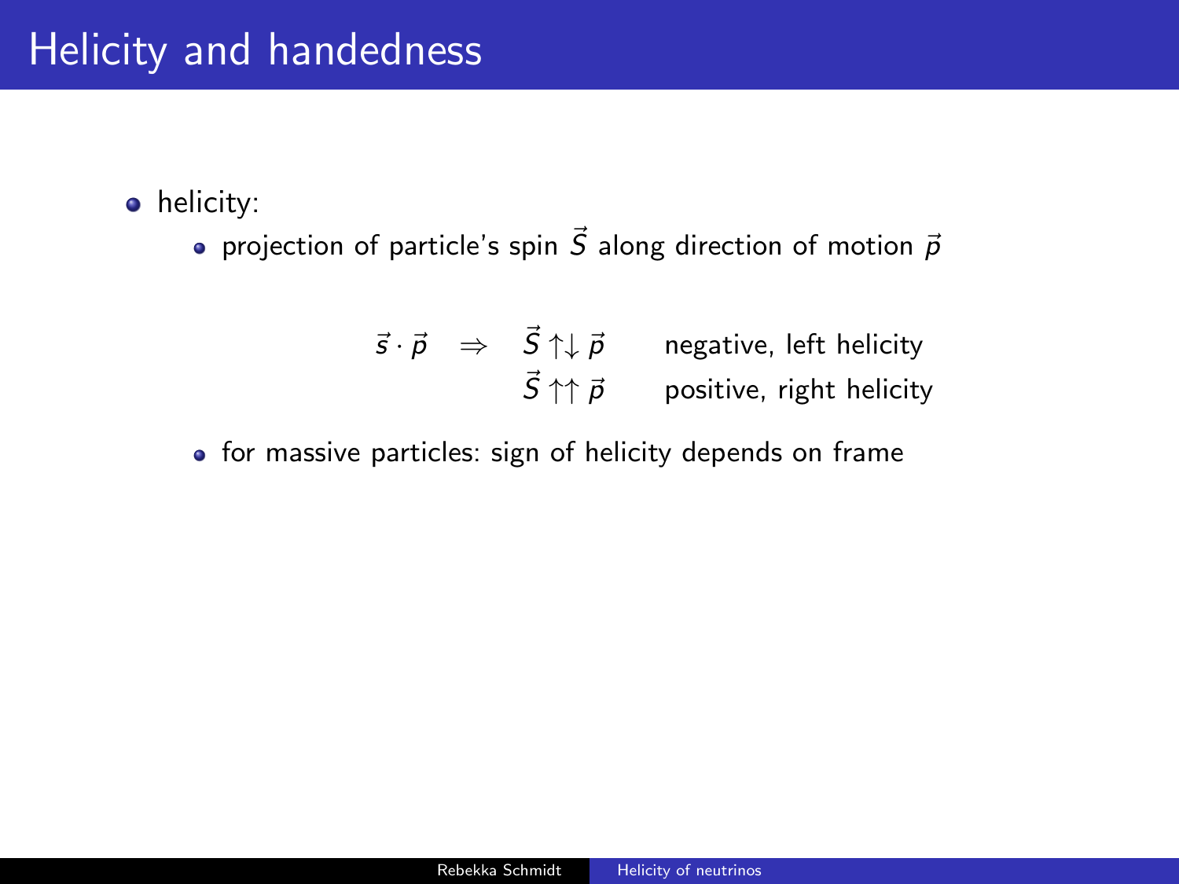# Helicity and handedness

- helicity:
  - projection of particle's spin $\vec{S}$ along direction of motion $\vec{p}$

$$\vec{s} \cdot \vec{p} \quad \Rightarrow \quad \begin{array}{ll} \vec{S} \uparrow\downarrow \vec{p} & \text{negative, left helicity} \\ \vec{S} \uparrow\uparrow \vec{p} & \text{positive, right helicity} \end{array}$$

  - for massive particles: sign of helicity depends on frame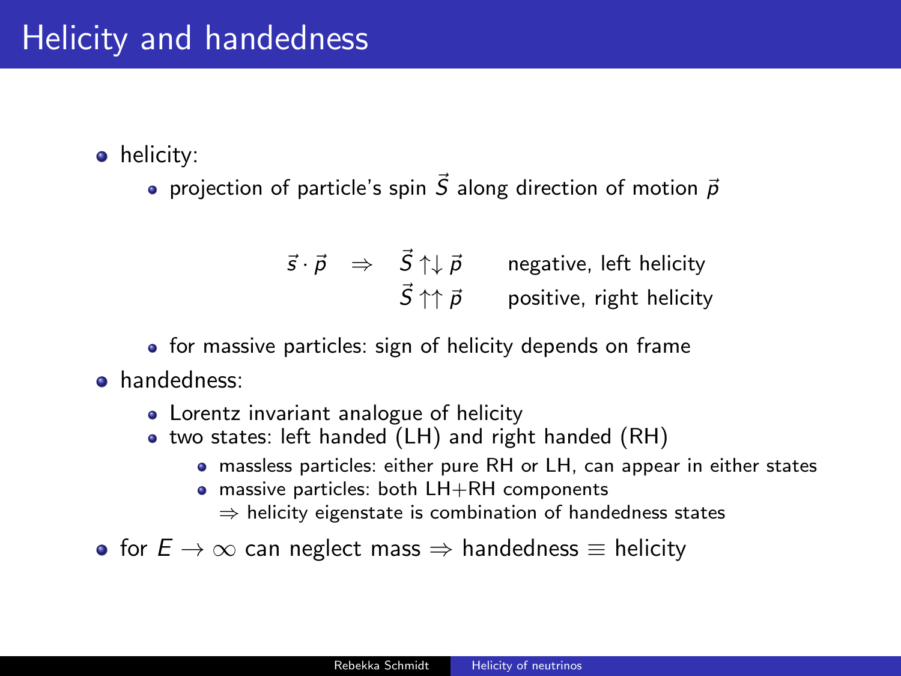# Helicity and handedness

- helicity:
  - projection of particle's spin $\vec{S}$ along direction of motion $\vec{p}$

$$\vec{s} \cdot \vec{p} \quad \Rightarrow \quad \begin{array}{ll} \vec{S} \uparrow\downarrow \vec{p} & \text{negative, left helicity} \\ \vec{S} \uparrow\uparrow \vec{p} & \text{positive, right helicity} \end{array}$$

  - for massive particles: sign of helicity depends on frame
- handedness:
  - Lorentz invariant analogue of helicity
  - two states: left handed (LH) and right handed (RH)
    - massless particles: either pure RH or LH, can appear in either states
    - massive particles: both LH+RH components
      $\Rightarrow$ helicity eigenstate is combination of handedness states
- for $E \to \infty$ can neglect mass $\Rightarrow$ handedness $\equiv$ helicity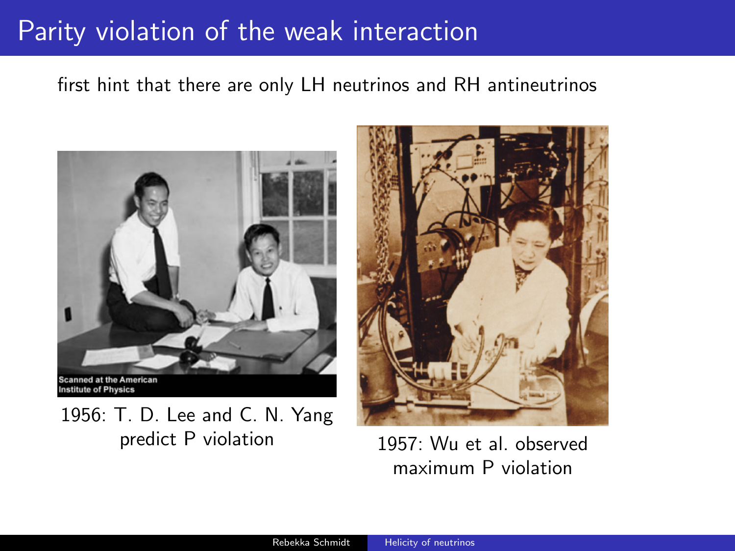# Parity violation of the weak interaction

first hint that there are only LH neutrinos and RH antineutrinos

1956: T. D. Lee and C. N. Yang predict P violation

1957: Wu et al. observed maximum P violation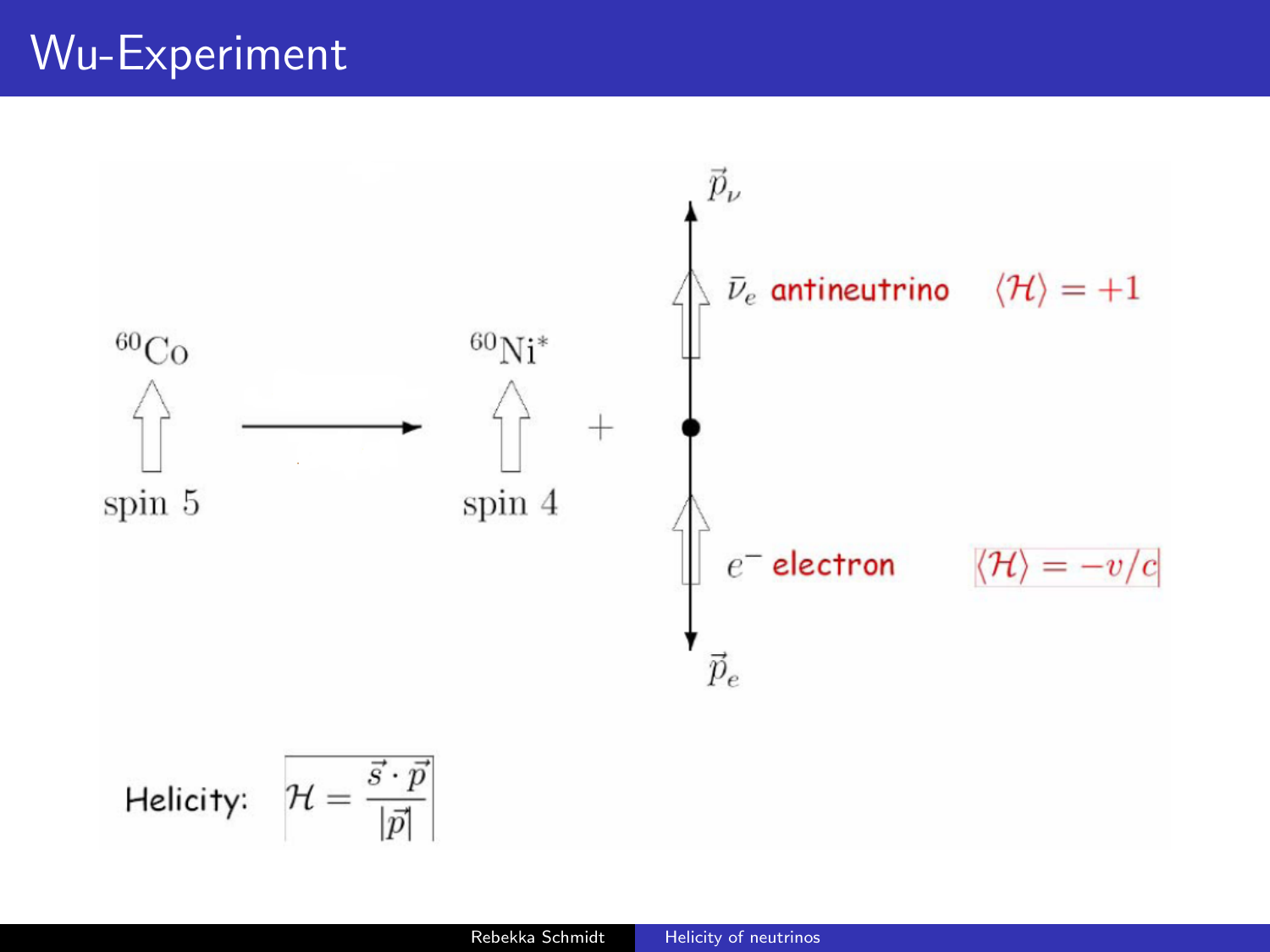# Wu-Experiment

$^{60}\mathrm{Co}$ spin 5 $\longrightarrow$ $^{60}\mathrm{Ni}^*$ spin 4 $+$

$\vec{p}_\nu$

$\bar{\nu}_e$ antineutrino $\langle \mathcal{H} \rangle = +1$

$e^-$ electron $\langle \mathcal{H} \rangle = -v/c$

$\vec{p}_e$

Helicity: $\mathcal{H} = \frac{\vec{s} \cdot \vec{p}}{|\vec{p}|}$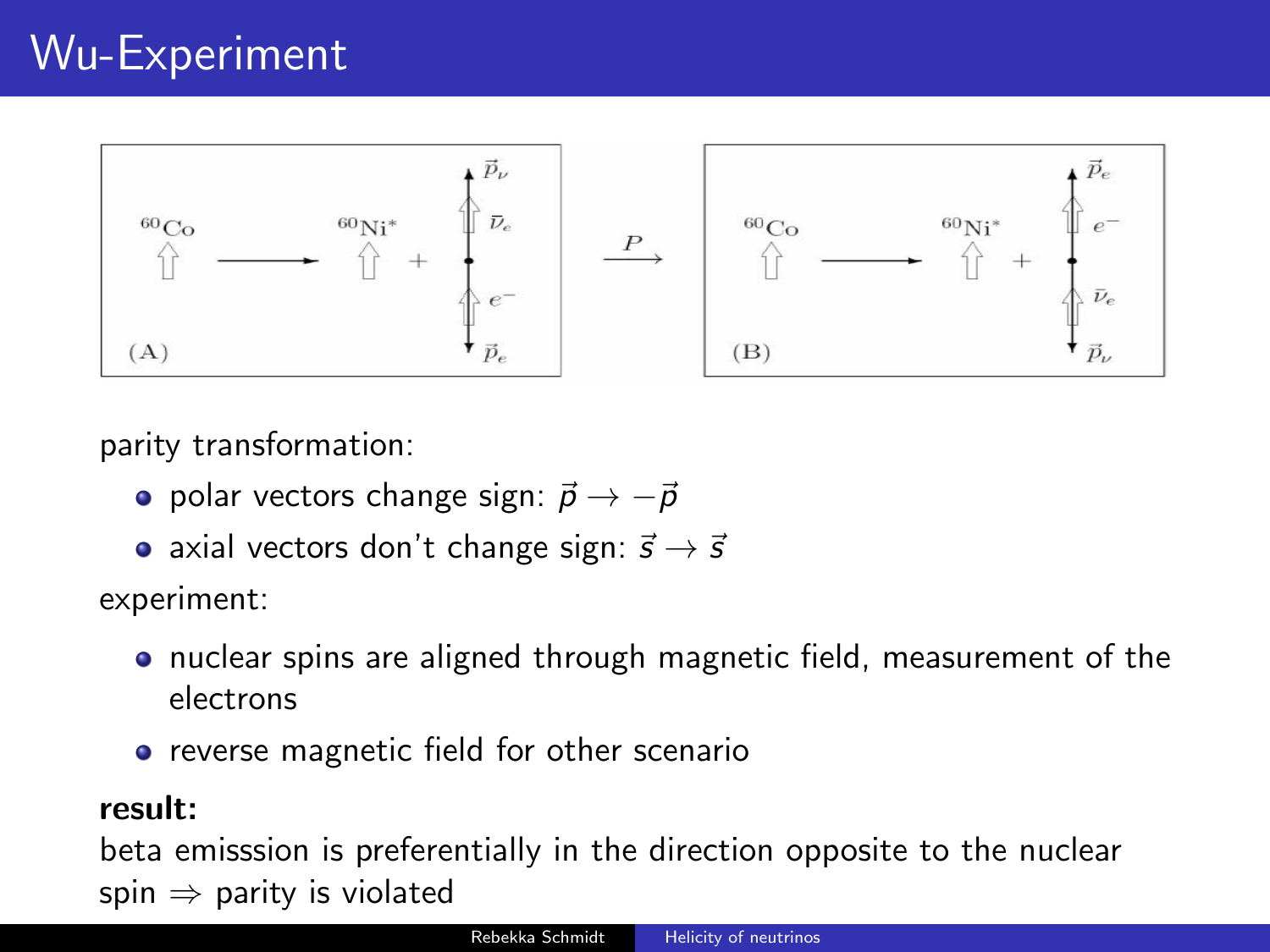# Wu-Experiment

parity transformation:

- polar vectors change sign: $\vec{p} \rightarrow -\vec{p}$
- axial vectors don't change sign: $\vec{s} \rightarrow \vec{s}$

experiment:

- nuclear spins are aligned through magnetic field, measurement of the electrons
- reverse magnetic field for other scenario

**result:**
beta emisssion is preferentially in the direction opposite to the nuclear spin $\Rightarrow$ parity is violated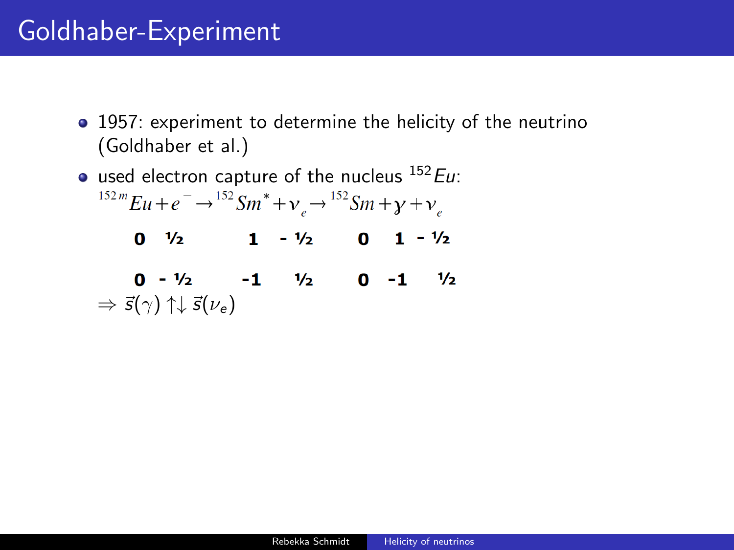# Goldhaber-Experiment

- 1957: experiment to determine the helicity of the neutrino (Goldhaber et al.)
- used electron capture of the nucleus $^{152}Eu$:

$$^{152m}Eu + e^- \rightarrow {}^{152}Sm^* + \nu_e \rightarrow {}^{152}Sm + \gamma + \nu_e$$

| $^{152m}Eu$ | $e^-$ | $^{152}Sm^*$ | $\nu_e$ | $^{152}Sm$ | $\gamma$ | $\nu_e$ |
|---|---|---|---|---|---|---|
| **0** | **½** | **1** | **- ½** | **0** | **1** | **- ½** |
| **0** | **- ½** | **-1** | **½** | **0** | **-1** | **½** |

$\Rightarrow \vec{s}(\gamma) \uparrow\downarrow \vec{s}(\nu_e)$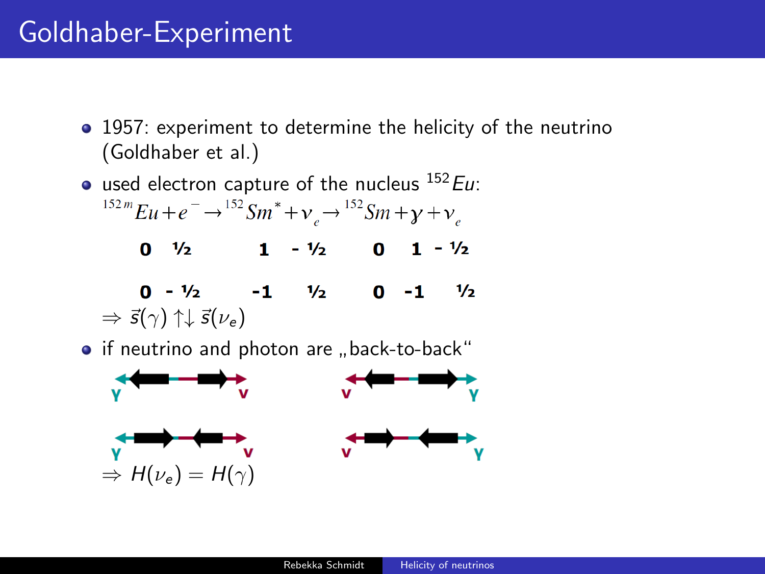# Goldhaber-Experiment

- 1957: experiment to determine the helicity of the neutrino (Goldhaber et al.)
- used electron capture of the nucleus $^{152}Eu$:

$$^{152m}Eu + e^- \rightarrow {}^{152}Sm^* + \nu_e \rightarrow {}^{152}Sm + \gamma + \nu_e$$

| | | | | | | |
|---|---|---|---|---|---|---|
| 0 | ½ | 1 | - ½ | 0 | 1 | - ½ |
| 0 | - ½ | -1 | ½ | 0 | -1 | ½ |

$\Rightarrow \vec{s}(\gamma) \uparrow\downarrow \vec{s}(\nu_e)$

- if neutrino and photon are „back-to-back“

γ ν    ν γ

γ ν    ν γ

$\Rightarrow H(\nu_e) = H(\gamma)$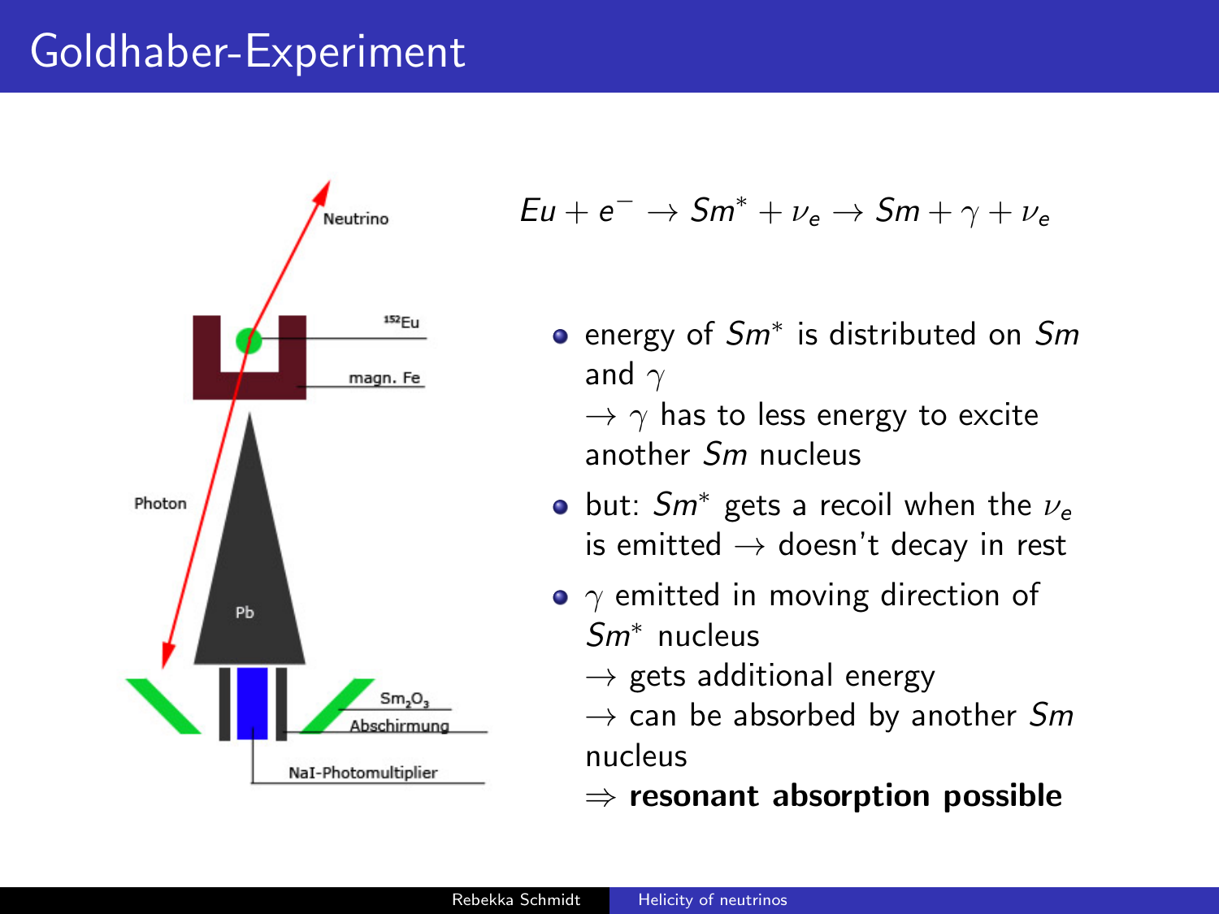# Goldhaber-Experiment

Neutrino

$^{152}Eu$

magn. Fe

Photon

Pb

$Sm_2O_3$

Abschirmung

NaI-Photomultiplier

$$Eu + e^- \rightarrow Sm^* + \nu_e \rightarrow Sm + \gamma + \nu_e$$

- energy of $Sm^*$ is distributed on $Sm$ and $\gamma$
  $\rightarrow \gamma$ has to less energy to excite another $Sm$ nucleus
- but: $Sm^*$ gets a recoil when the $\nu_e$ is emitted $\rightarrow$ doesn't decay in rest
- $\gamma$ emitted in moving direction of $Sm^*$ nucleus
  $\rightarrow$ gets additional energy
  $\rightarrow$ can be absorbed by another $Sm$ nucleus
  $\Rightarrow$ **resonant absorption possible**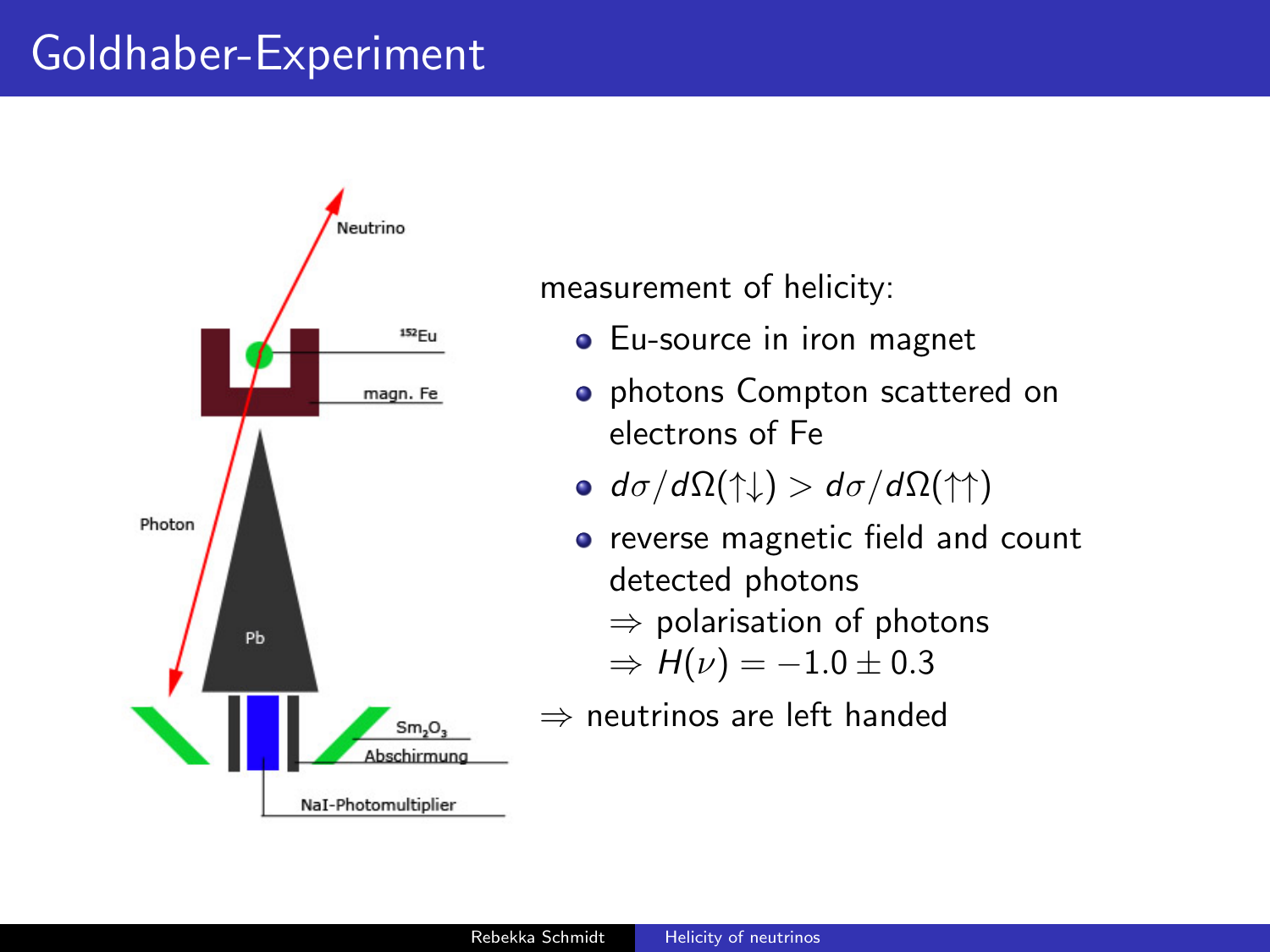# Goldhaber-Experiment

Neutrino

$^{152}$Eu

magn. Fe

Photon

Pb

$Sm_2O_3$

Abschirmung

NaI-Photomultiplier

measurement of helicity:

- Eu-source in iron magnet
- photons Compton scattered on electrons of Fe
- $d\sigma/d\Omega(\uparrow\downarrow) > d\sigma/d\Omega(\uparrow\uparrow)$
- reverse magnetic field and count detected photons
  $\Rightarrow$ polarisation of photons
  $\Rightarrow H(\nu) = -1.0 \pm 0.3$

$\Rightarrow$ neutrinos are left handed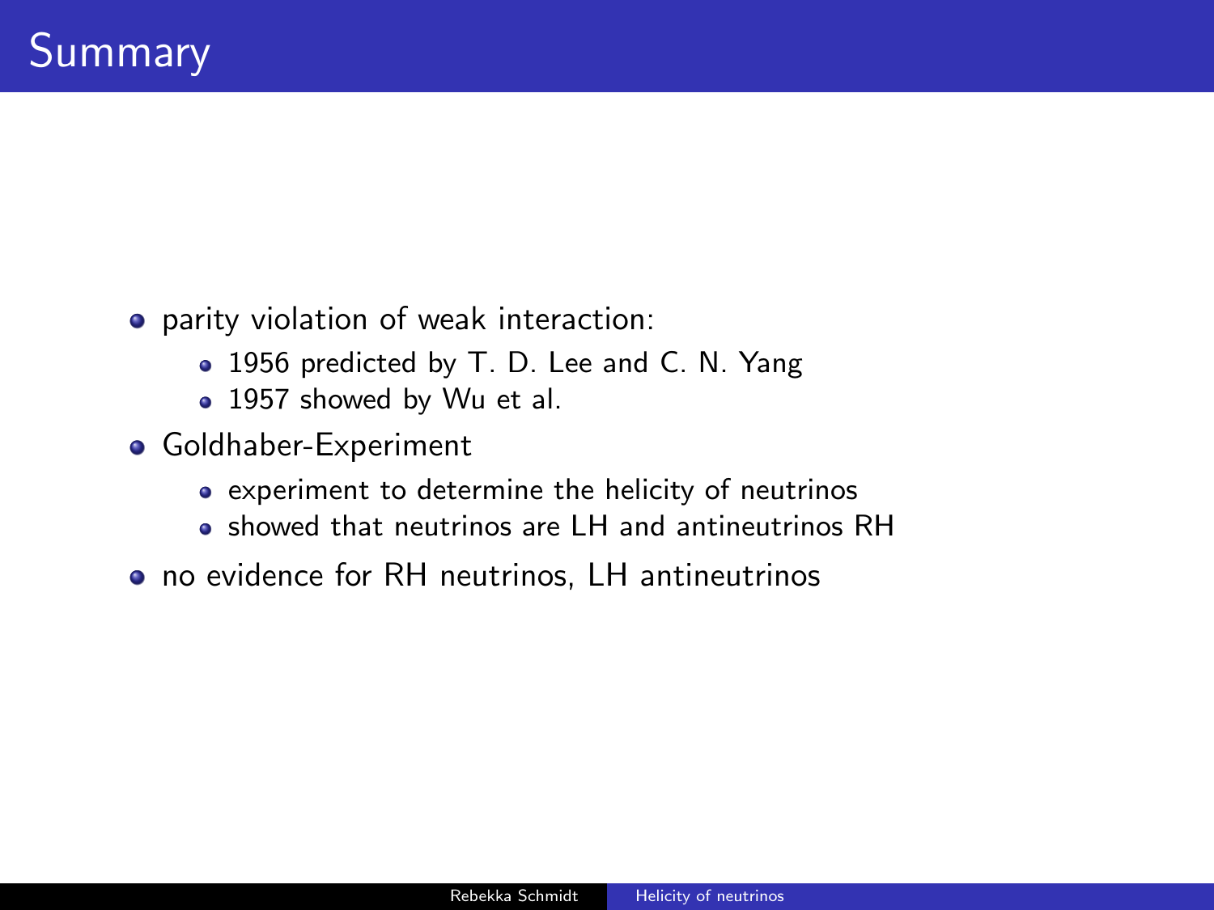# Summary

- parity violation of weak interaction:
  - 1956 predicted by T. D. Lee and C. N. Yang
  - 1957 showed by Wu et al.
- Goldhaber-Experiment
  - experiment to determine the helicity of neutrinos
  - showed that neutrinos are LH and antineutrinos RH
- no evidence for RH neutrinos, LH antineutrinos